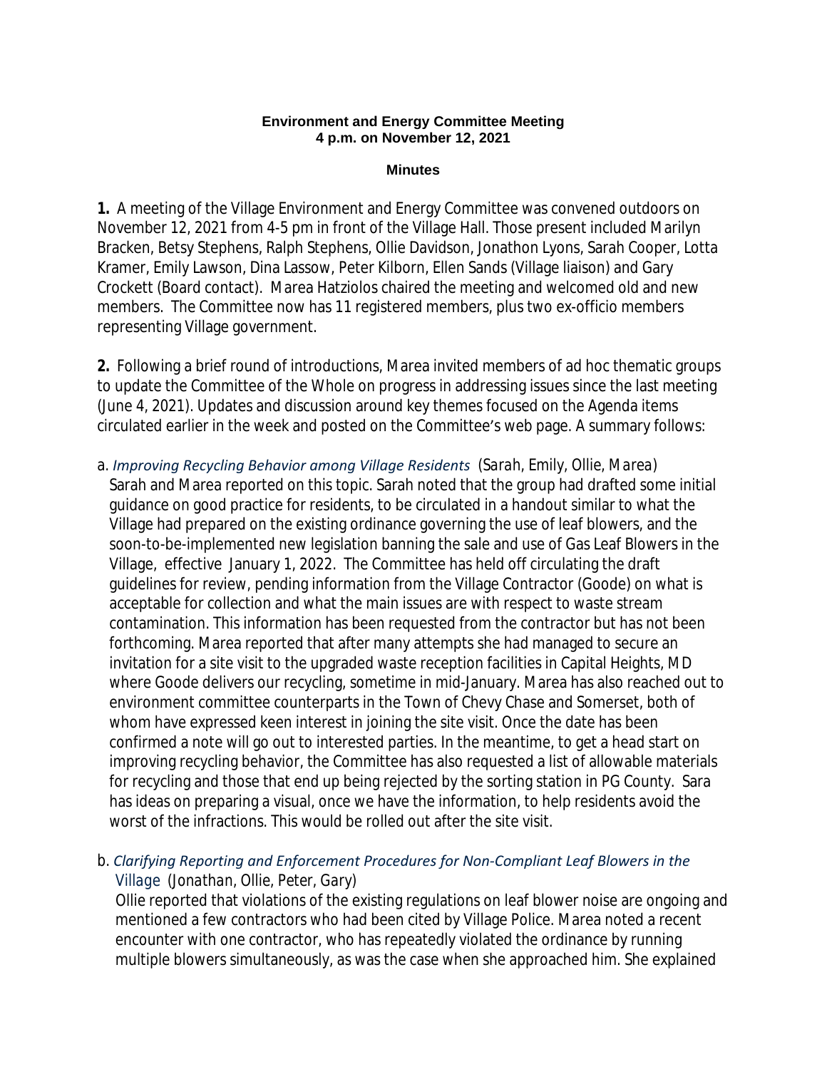**Environment and Energy Committee Meeting**
**4 p.m. on November 12, 2021**

**Minutes**

**1.** A meeting of the Village Environment and Energy Committee was convened outdoors on November 12, 2021 from 4-5 pm in front of the Village Hall. Those present included Marilyn Bracken, Betsy Stephens, Ralph Stephens, Ollie Davidson, Jonathon Lyons, Sarah Cooper, Lotta Kramer, Emily Lawson, Dina Lassow, Peter Kilborn, Ellen Sands (Village liaison) and Gary Crockett (Board contact). Marea Hatziolos chaired the meeting and welcomed old and new members. The Committee now has 11 registered members, plus two ex-officio members representing Village government.

**2.** Following a brief round of introductions, Marea invited members of ad hoc thematic groups to update the Committee of the Whole on progress in addressing issues since the last meeting (June 4, 2021). Updates and discussion around key themes focused on the Agenda items circulated earlier in the week and posted on the Committee's web page. A summary follows:

a. *Improving Recycling Behavior among Village Residents* (Sarah, Emily, Ollie, Marea)
Sarah and Marea reported on this topic. Sarah noted that the group had drafted some initial guidance on good practice for residents, to be circulated in a handout similar to what the Village had prepared on the existing ordinance governing the use of leaf blowers, and the soon-to-be-implemented new legislation banning the sale and use of Gas Leaf Blowers in the Village, effective January 1, 2022. The Committee has held off circulating the draft guidelines for review, pending information from the Village Contractor (Goode) on what is acceptable for collection and what the main issues are with respect to waste stream contamination. This information has been requested from the contractor but has not been forthcoming. Marea reported that after many attempts she had managed to secure an invitation for a site visit to the upgraded waste reception facilities in Capital Heights, MD where Goode delivers our recycling, sometime in mid-January. Marea has also reached out to environment committee counterparts in the Town of Chevy Chase and Somerset, both of whom have expressed keen interest in joining the site visit. Once the date has been confirmed a note will go out to interested parties. In the meantime, to get a head start on improving recycling behavior, the Committee has also requested a list of allowable materials for recycling and those that end up being rejected by the sorting station in PG County. Sara has ideas on preparing a visual, once we have the information, to help residents avoid the worst of the infractions. This would be rolled out after the site visit.

b. *Clarifying Reporting and Enforcement Procedures for Non-Compliant Leaf Blowers in the Village* (Jonathan, Ollie, Peter, Gary)
Ollie reported that violations of the existing regulations on leaf blower noise are ongoing and mentioned a few contractors who had been cited by Village Police. Marea noted a recent encounter with one contractor, who has repeatedly violated the ordinance by running multiple blowers simultaneously, as was the case when she approached him. She explained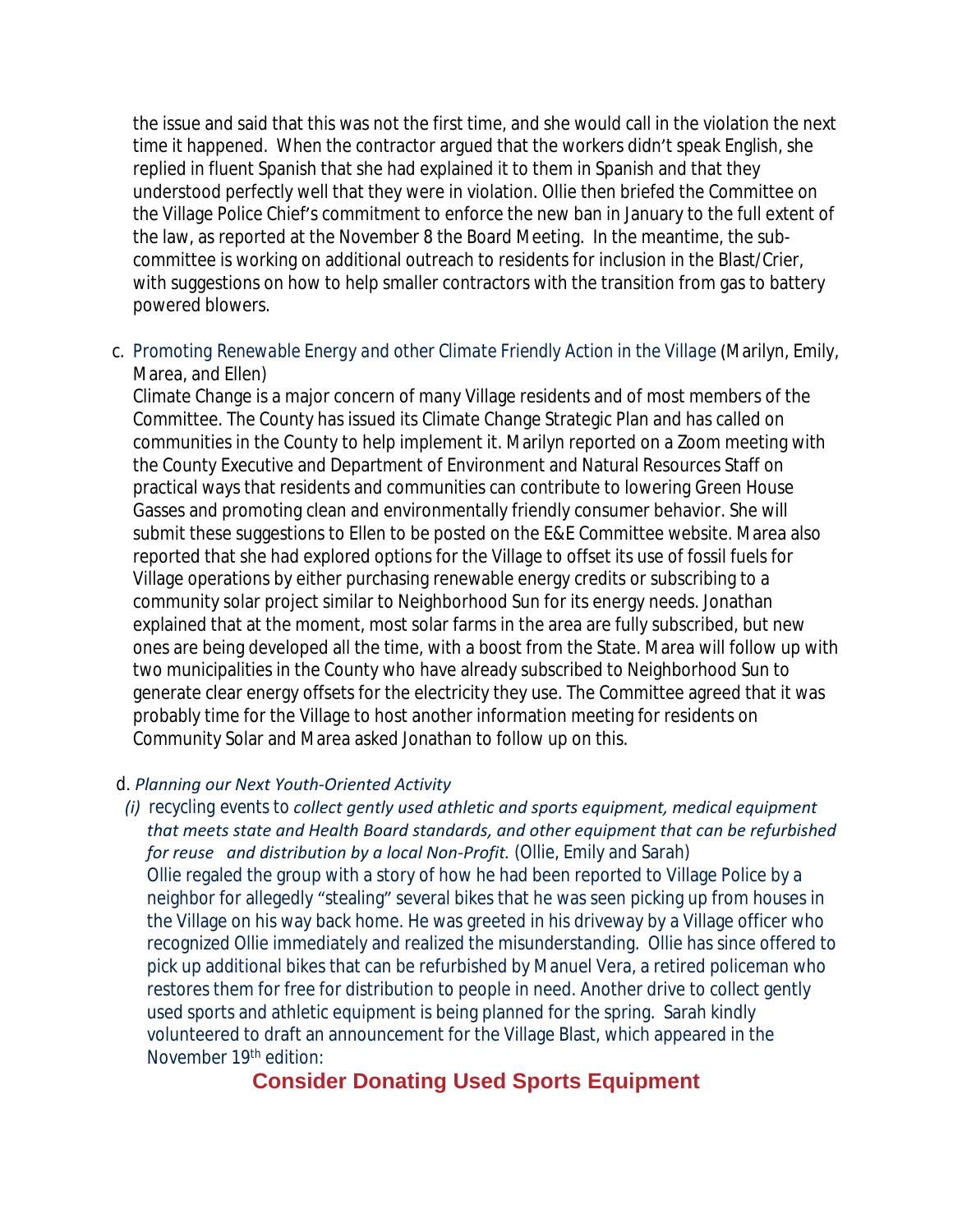the issue and said that this was not the first time, and she would call in the violation the next time it happened. When the contractor argued that the workers didn't speak English, she replied in fluent Spanish that she had explained it to them in Spanish and that they understood perfectly well that they were in violation. Ollie then briefed the Committee on the Village Police Chief's commitment to enforce the new ban in January to the full extent of the law, as reported at the November 8 the Board Meeting. In the meantime, the sub-committee is working on additional outreach to residents for inclusion in the Blast/Crier, with suggestions on how to help smaller contractors with the transition from gas to battery powered blowers.

c. Promoting Renewable Energy and other Climate Friendly Action in the Village (Marilyn, Emily, Marea, and Ellen)
Climate Change is a major concern of many Village residents and of most members of the Committee. The County has issued its Climate Change Strategic Plan and has called on communities in the County to help implement it. Marilyn reported on a Zoom meeting with the County Executive and Department of Environment and Natural Resources Staff on practical ways that residents and communities can contribute to lowering Green House Gasses and promoting clean and environmentally friendly consumer behavior. She will submit these suggestions to Ellen to be posted on the E&E Committee website. Marea also reported that she had explored options for the Village to offset its use of fossil fuels for Village operations by either purchasing renewable energy credits or subscribing to a community solar project similar to Neighborhood Sun for its energy needs. Jonathan explained that at the moment, most solar farms in the area are fully subscribed, but new ones are being developed all the time, with a boost from the State. Marea will follow up with two municipalities in the County who have already subscribed to Neighborhood Sun to generate clear energy offsets for the electricity they use. The Committee agreed that it was probably time for the Village to host another information meeting for residents on Community Solar and Marea asked Jonathan to follow up on this.

d. *Planning our Next Youth-Oriented Activity*

*(i)* recycling events to *collect gently used athletic and sports equipment, medical equipment that meets state and Health Board standards, and other equipment that can be refurbished for reuse and distribution by a local Non-Profit.* (Ollie, Emily and Sarah)
Ollie regaled the group with a story of how he had been reported to Village Police by a neighbor for allegedly "stealing" several bikes that he was seen picking up from houses in the Village on his way back home. He was greeted in his driveway by a Village officer who recognized Ollie immediately and realized the misunderstanding. Ollie has since offered to pick up additional bikes that can be refurbished by Manuel Vera, a retired policeman who restores them for free for distribution to people in need. Another drive to collect gently used sports and athletic equipment is being planned for the spring. Sarah kindly volunteered to draft an announcement for the Village Blast, which appeared in the November 19th edition:

**Consider Donating Used Sports Equipment**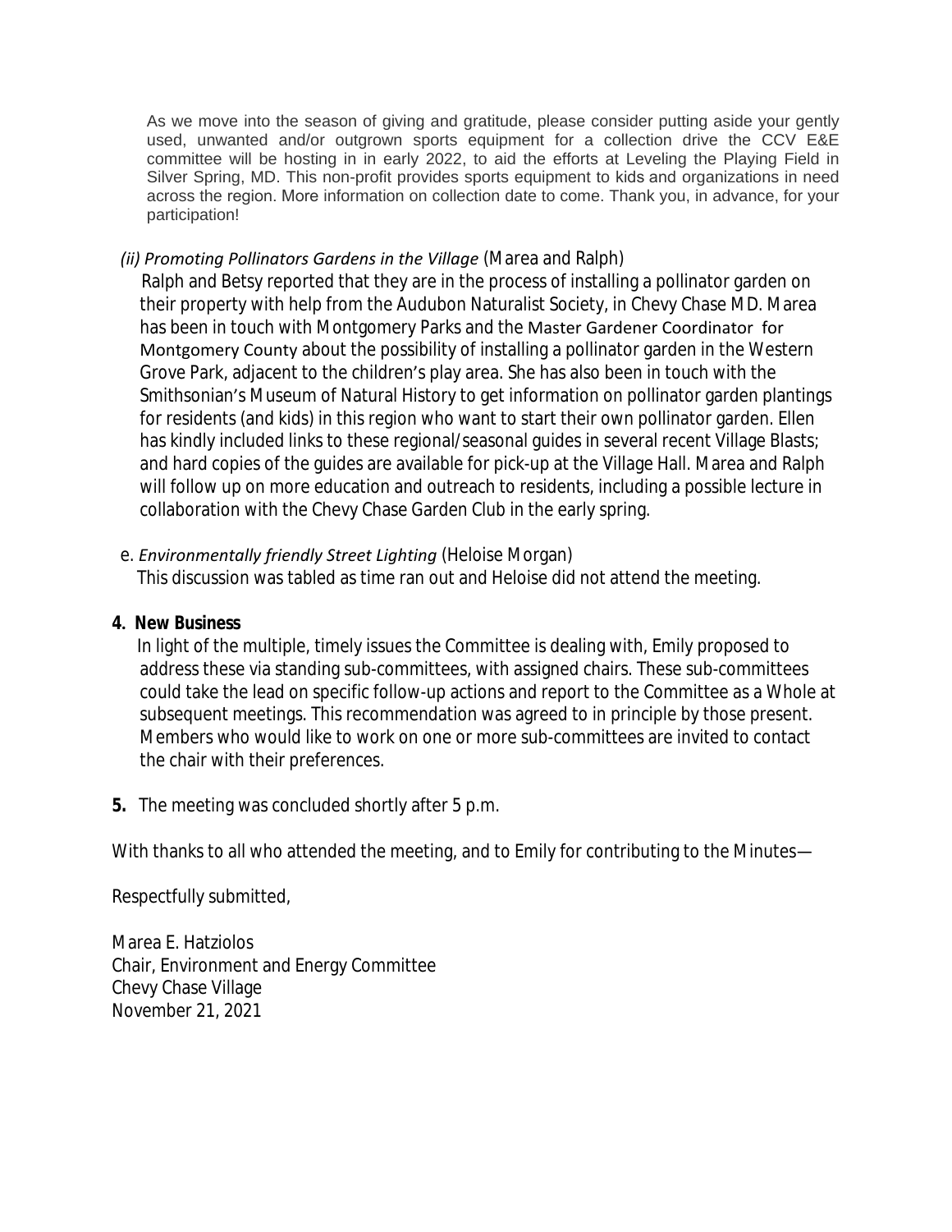As we move into the season of giving and gratitude, please consider putting aside your gently used, unwanted and/or outgrown sports equipment for a collection drive the CCV E&E committee will be hosting in in early 2022, to aid the efforts at Leveling the Playing Field in Silver Spring, MD. This non-profit provides sports equipment to kids and organizations in need across the region. More information on collection date to come. Thank you, in advance, for your participation!

*(ii) Promoting Pollinators Gardens in the Village* (Marea and Ralph)

Ralph and Betsy reported that they are in the process of installing a pollinator garden on their property with help from the Audubon Naturalist Society, in Chevy Chase MD. Marea has been in touch with Montgomery Parks and the Master Gardener Coordinator for Montgomery County about the possibility of installing a pollinator garden in the Western Grove Park, adjacent to the children's play area. She has also been in touch with the Smithsonian's Museum of Natural History to get information on pollinator garden plantings for residents (and kids) in this region who want to start their own pollinator garden. Ellen has kindly included links to these regional/seasonal guides in several recent Village Blasts; and hard copies of the guides are available for pick-up at the Village Hall. Marea and Ralph will follow up on more education and outreach to residents, including a possible lecture in collaboration with the Chevy Chase Garden Club in the early spring.

e. *Environmentally friendly Street Lighting* (Heloise Morgan)

This discussion was tabled as time ran out and Heloise did not attend the meeting.

**4. New Business**

In light of the multiple, timely issues the Committee is dealing with, Emily proposed to address these via standing sub-committees, with assigned chairs. These sub-committees could take the lead on specific follow-up actions and report to the Committee as a Whole at subsequent meetings. This recommendation was agreed to in principle by those present. Members who would like to work on one or more sub-committees are invited to contact the chair with their preferences.

**5.** The meeting was concluded shortly after 5 p.m.

With thanks to all who attended the meeting, and to Emily for contributing to the Minutes—

Respectfully submitted,

Marea E. Hatziolos  
Chair, Environment and Energy Committee  
Chevy Chase Village  
November 21, 2021